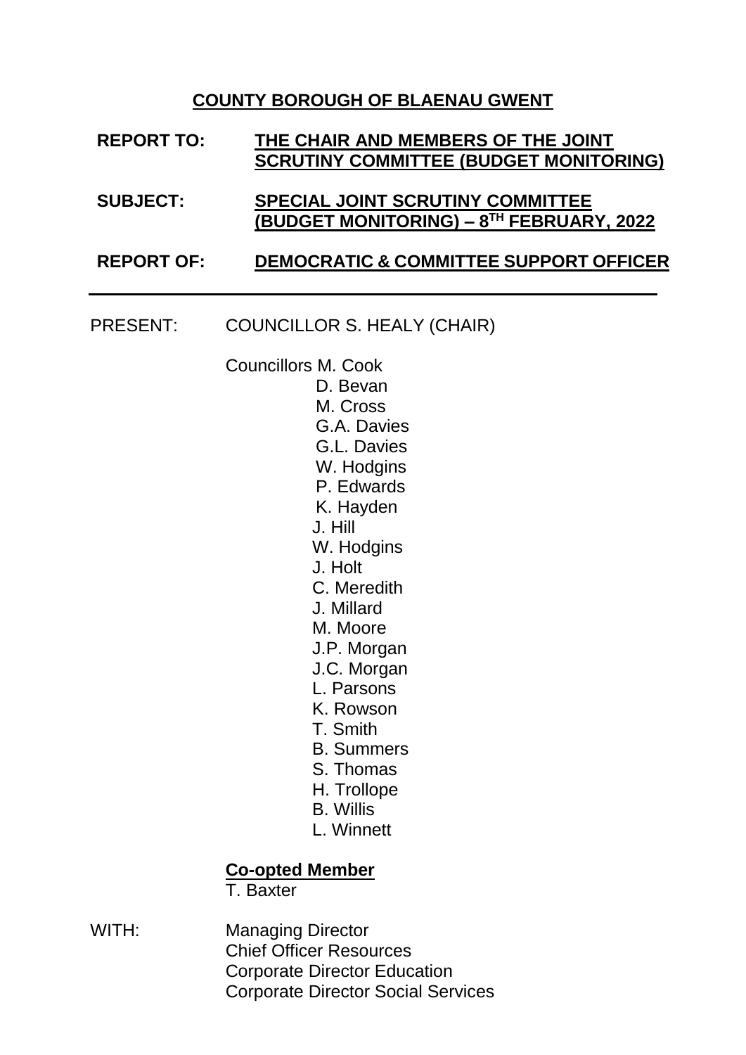**COUNTY BOROUGH OF BLAENAU GWENT**

**REPORT TO:** **THE CHAIR AND MEMBERS OF THE JOINT SCRUTINY COMMITTEE (BUDGET MONITORING)**

**SUBJECT:** **SPECIAL JOINT SCRUTINY COMMITTEE (BUDGET MONITORING) – 8[TH] FEBRUARY, 2022**

**REPORT OF:** **DEMOCRATIC & COMMITTEE SUPPORT OFFICER**

---

PRESENT: COUNCILLOR S. HEALY (CHAIR)

Councillors M. Cook
D. Bevan
M. Cross
G.A. Davies
G.L. Davies
W. Hodgins
P. Edwards
K. Hayden
J. Hill
W. Hodgins
J. Holt
C. Meredith
J. Millard
M. Moore
J.P. Morgan
J.C. Morgan
L. Parsons
K. Rowson
T. Smith
B. Summers
S. Thomas
H. Trollope
B. Willis
L. Winnett

**Co-opted Member**
T. Baxter

WITH: Managing Director
Chief Officer Resources
Corporate Director Education
Corporate Director Social Services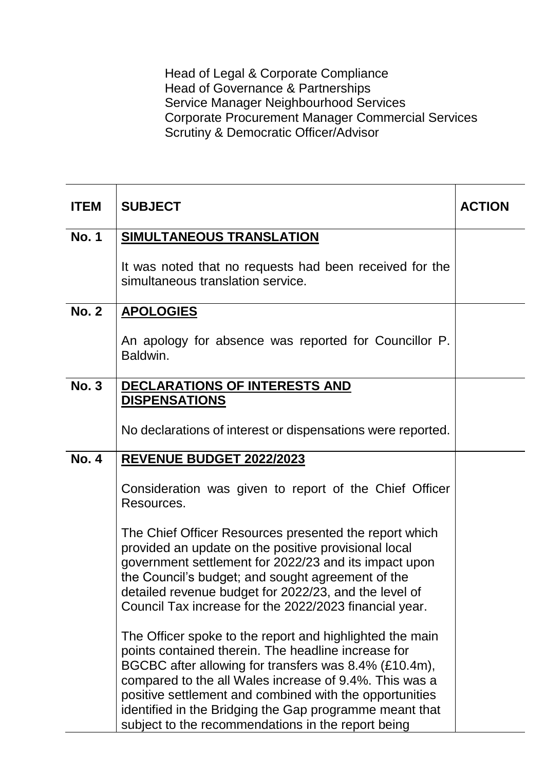Head of Legal & Corporate Compliance
Head of Governance & Partnerships
Service Manager Neighbourhood Services
Corporate Procurement Manager Commercial Services
Scrutiny & Democratic Officer/Advisor

| ITEM | SUBJECT | ACTION |
|---|---|---|
| No. 1 | **SIMULTANEOUS TRANSLATION**<br><br>It was noted that no requests had been received for the simultaneous translation service. | |
| No. 2 | **APOLOGIES**<br><br>An apology for absence was reported for Councillor P. Baldwin. | |
| No. 3 | **DECLARATIONS OF INTERESTS AND DISPENSATIONS**<br><br>No declarations of interest or dispensations were reported. | |
| No. 4 | **REVENUE BUDGET 2022/2023**<br><br>Consideration was given to report of the Chief Officer Resources.<br><br>The Chief Officer Resources presented the report which provided an update on the positive provisional local government settlement for 2022/23 and its impact upon the Council's budget; and sought agreement of the detailed revenue budget for 2022/23, and the level of Council Tax increase for the 2022/2023 financial year.<br><br>The Officer spoke to the report and highlighted the main points contained therein. The headline increase for BGCBC after allowing for transfers was 8.4% (£10.4m), compared to the all Wales increase of 9.4%. This was a positive settlement and combined with the opportunities identified in the Bridging the Gap programme meant that subject to the recommendations in the report being | |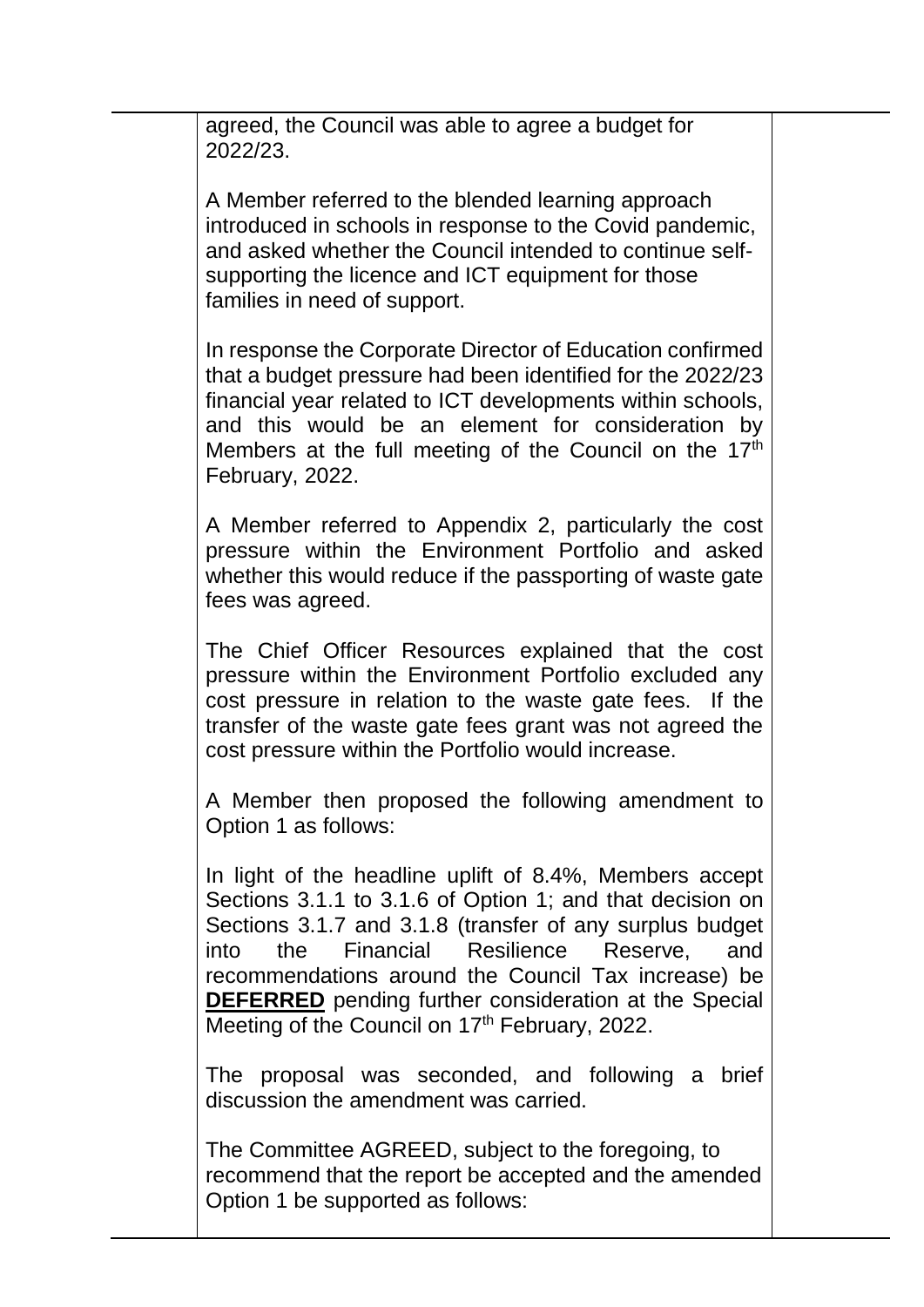agreed, the Council was able to agree a budget for 2022/23.

A Member referred to the blended learning approach introduced in schools in response to the Covid pandemic, and asked whether the Council intended to continue self-supporting the licence and ICT equipment for those families in need of support.

In response the Corporate Director of Education confirmed that a budget pressure had been identified for the 2022/23 financial year related to ICT developments within schools, and this would be an element for consideration by Members at the full meeting of the Council on the 17th February, 2022.

A Member referred to Appendix 2, particularly the cost pressure within the Environment Portfolio and asked whether this would reduce if the passporting of waste gate fees was agreed.

The Chief Officer Resources explained that the cost pressure within the Environment Portfolio excluded any cost pressure in relation to the waste gate fees. If the transfer of the waste gate fees grant was not agreed the cost pressure within the Portfolio would increase.

A Member then proposed the following amendment to Option 1 as follows:

In light of the headline uplift of 8.4%, Members accept Sections 3.1.1 to 3.1.6 of Option 1; and that decision on Sections 3.1.7 and 3.1.8 (transfer of any surplus budget into the Financial Resilience Reserve, and recommendations around the Council Tax increase) be **DEFERRED** pending further consideration at the Special Meeting of the Council on 17th February, 2022.

The proposal was seconded, and following a brief discussion the amendment was carried.

The Committee AGREED, subject to the foregoing, to recommend that the report be accepted and the amended Option 1 be supported as follows: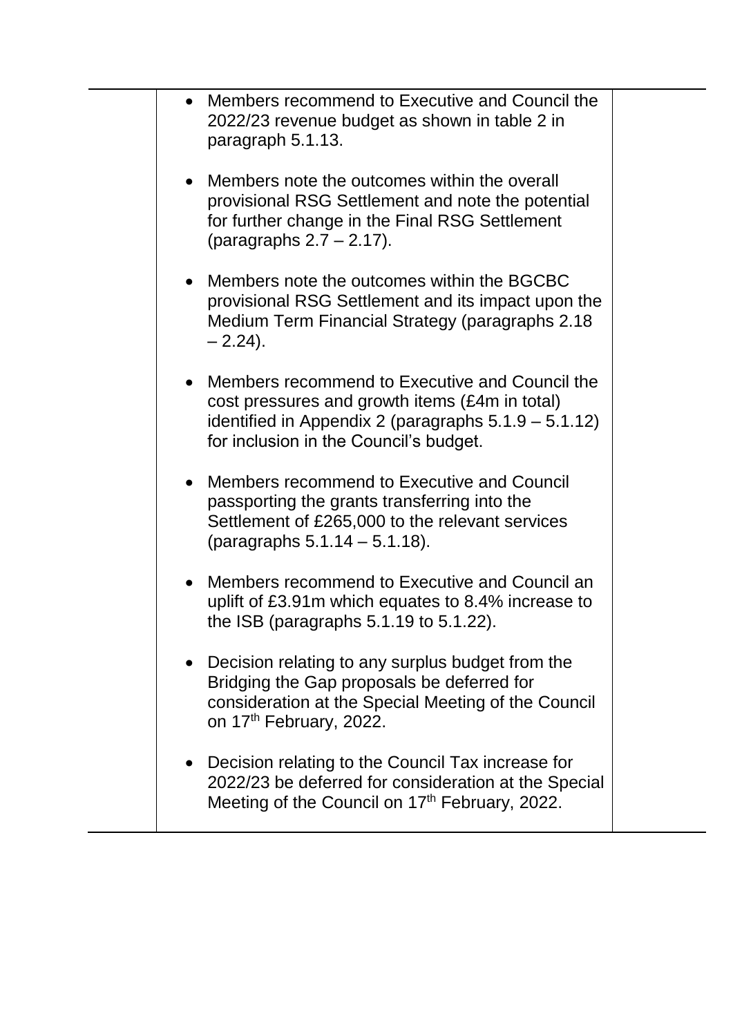| | | |
|---|---|---|
| | • Members recommend to Executive and Council the 2022/23 revenue budget as shown in table 2 in paragraph 5.1.13.<br><br>• Members note the outcomes within the overall provisional RSG Settlement and note the potential for further change in the Final RSG Settlement (paragraphs 2.7 – 2.17).<br><br>• Members note the outcomes within the BGCBC provisional RSG Settlement and its impact upon the Medium Term Financial Strategy (paragraphs 2.18 – 2.24).<br><br>• Members recommend to Executive and Council the cost pressures and growth items (£4m in total) identified in Appendix 2 (paragraphs 5.1.9 – 5.1.12) for inclusion in the Council's budget.<br><br>• Members recommend to Executive and Council passporting the grants transferring into the Settlement of £265,000 to the relevant services (paragraphs 5.1.14 – 5.1.18).<br><br>• Members recommend to Executive and Council an uplift of £3.91m which equates to 8.4% increase to the ISB (paragraphs 5.1.19 to 5.1.22).<br><br>• Decision relating to any surplus budget from the Bridging the Gap proposals be deferred for consideration at the Special Meeting of the Council on 17th February, 2022.<br><br>• Decision relating to the Council Tax increase for 2022/23 be deferred for consideration at the Special Meeting of the Council on 17th February, 2022. | |